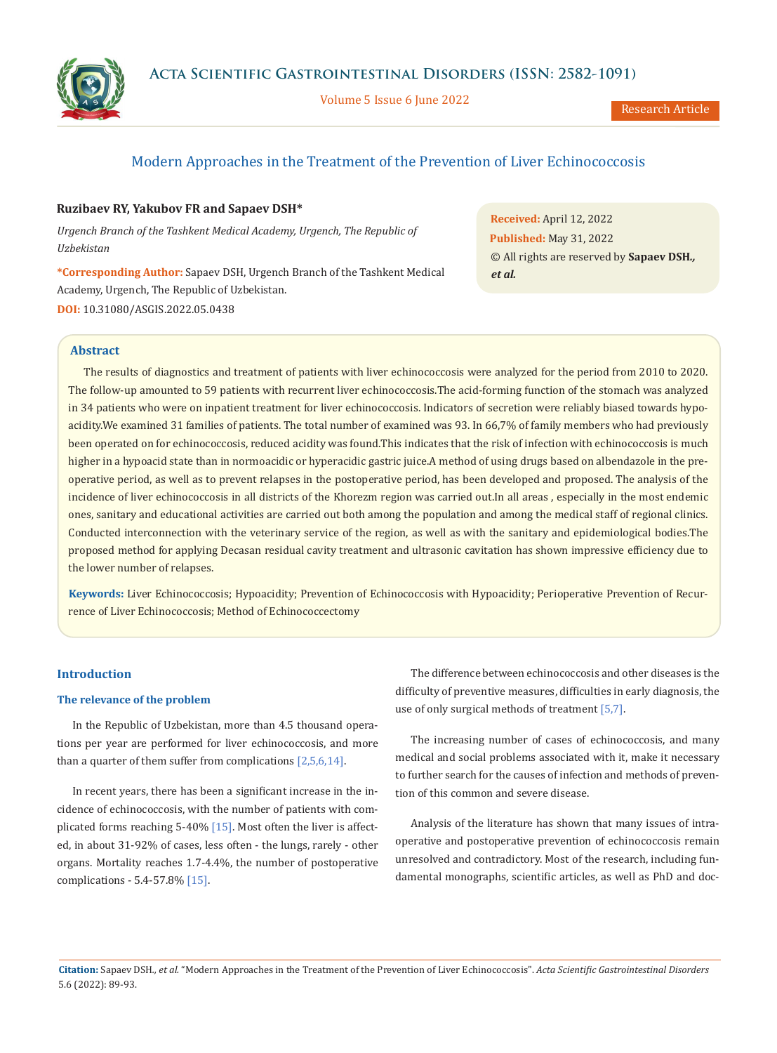# Modern Approaches in the Treatment of the Prevention of Liver Echinococcosis

**Ruzibaev RY, Yakubov FR and Sapaev DSH\***

*Urgench Branch of the Tashkent Medical Academy, Urgench, The Republic of Uzbekistan*

**\*Corresponding Author:** Sapaev DSH, Urgench Branch of the Tashkent Medical Academy, Urgench, The Republic of Uzbekistan.

**DOI:** 10.31080/ASGIS.2022.05.0438

**Received:** April 12, 2022
**Published:** May 31, 2022
© All rights are reserved by **Sapaev DSH., *et al.***

## Abstract

The results of diagnostics and treatment of patients with liver echinococcosis were analyzed for the period from 2010 to 2020. The follow-up amounted to 59 patients with recurrent liver echinococcosis.The acid-forming function of the stomach was analyzed in 34 patients who were on inpatient treatment for liver echinococcosis. Indicators of secretion were reliably biased towards hypoacidity.We examined 31 families of patients. The total number of examined was 93. In 66,7% of family members who had previously been operated on for echinococcosis, reduced acidity was found.This indicates that the risk of infection with echinococcosis is much higher in a hypoacid state than in normoacidic or hyperacidic gastric juice.A method of using drugs based on albendazole in the preoperative period, as well as to prevent relapses in the postoperative period, has been developed and proposed. The analysis of the incidence of liver echinococcosis in all districts of the Khorezm region was carried out.In all areas , especially in the most endemic ones, sanitary and educational activities are carried out both among the population and among the medical staff of regional clinics. Conducted interconnection with the veterinary service of the region, as well as with the sanitary and epidemiological bodies.The proposed method for applying Decasan residual cavity treatment and ultrasonic cavitation has shown impressive efficiency due to the lower number of relapses.

**Keywords:** Liver Echinococcosis; Hypoacidity; Prevention of Echinococcosis with Hypoacidity; Perioperative Prevention of Recurrence of Liver Echinococcosis; Method of Echinococcectomy

## Introduction

### The relevance of the problem

In the Republic of Uzbekistan, more than 4.5 thousand operations per year are performed for liver echinococcosis, and more than a quarter of them suffer from complications [2,5,6,14].

In recent years, there has been a significant increase in the incidence of echinococcosis, with the number of patients with complicated forms reaching 5-40% [15]. Most often the liver is affected, in about 31-92% of cases, less often - the lungs, rarely - other organs. Mortality reaches 1.7-4.4%, the number of postoperative complications - 5.4-57.8% [15].

The difference between echinococcosis and other diseases is the difficulty of preventive measures, difficulties in early diagnosis, the use of only surgical methods of treatment [5,7].

The increasing number of cases of echinococcosis, and many medical and social problems associated with it, make it necessary to further search for the causes of infection and methods of prevention of this common and severe disease.

Analysis of the literature has shown that many issues of intraoperative and postoperative prevention of echinococcosis remain unresolved and contradictory. Most of the research, including fundamental monographs, scientific articles, as well as PhD and doc-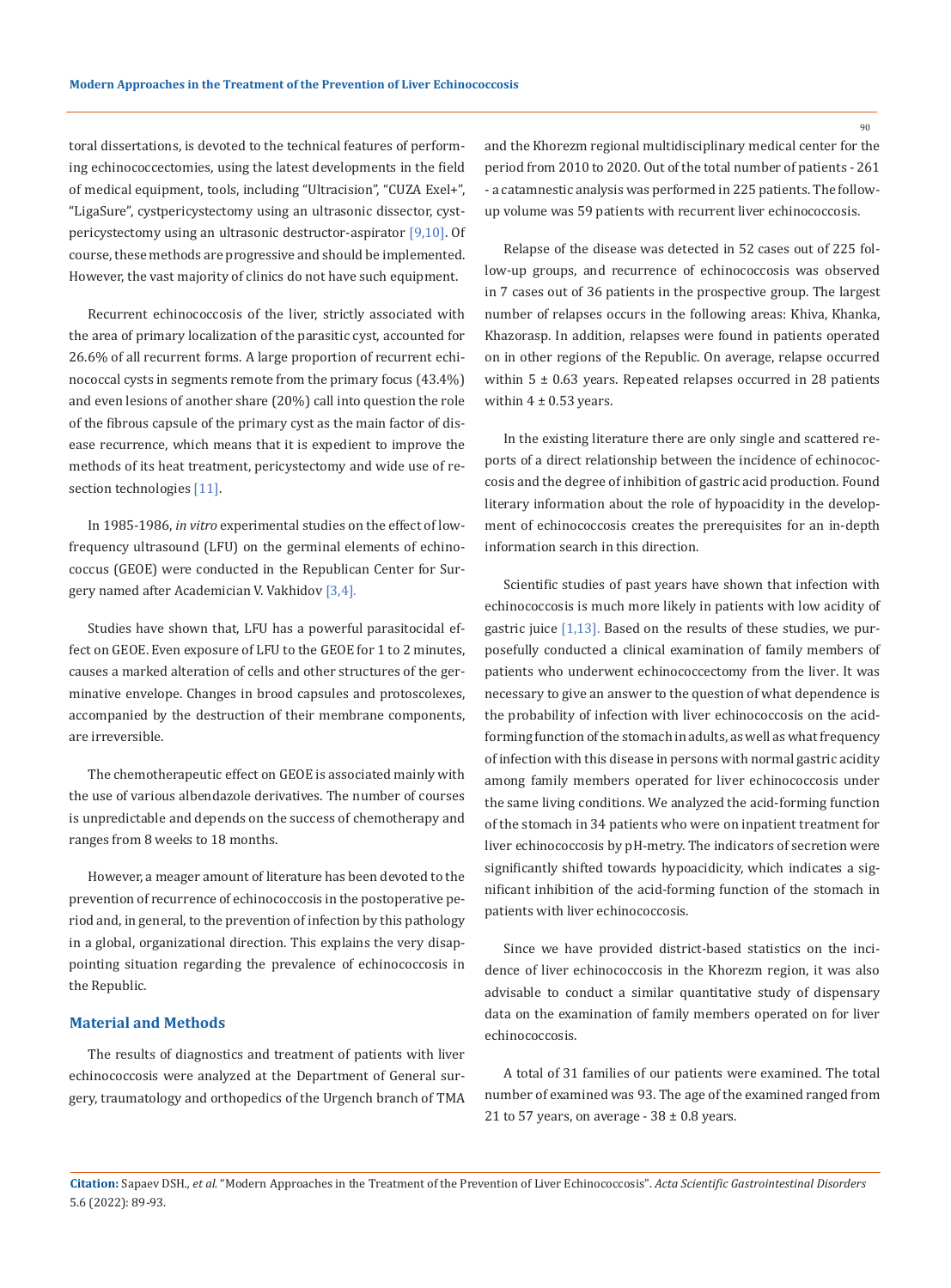toral dissertations, is devoted to the technical features of performing echinococcectomies, using the latest developments in the field of medical equipment, tools, including "Ultracision", "CUZA Exel+", "LigaSure", cystpericystectomy using an ultrasonic dissector, cystpericystectomy using an ultrasonic destructor-aspirator [9,10]. Of course, these methods are progressive and should be implemented. However, the vast majority of clinics do not have such equipment.

Recurrent echinococcosis of the liver, strictly associated with the area of primary localization of the parasitic cyst, accounted for 26.6% of all recurrent forms. A large proportion of recurrent echinococcal cysts in segments remote from the primary focus (43.4%) and even lesions of another share (20%) call into question the role of the fibrous capsule of the primary cyst as the main factor of disease recurrence, which means that it is expedient to improve the methods of its heat treatment, pericystectomy and wide use of resection technologies [11].

In 1985-1986, *in vitro* experimental studies on the effect of low-frequency ultrasound (LFU) on the germinal elements of echinococcus (GEOE) were conducted in the Republican Center for Surgery named after Academician V. Vakhidov [3,4].

Studies have shown that, LFU has a powerful parasitocidal effect on GEOE. Even exposure of LFU to the GEOE for 1 to 2 minutes, causes a marked alteration of cells and other structures of the germinative envelope. Changes in brood capsules and protoscolexes, accompanied by the destruction of their membrane components, are irreversible.

The chemotherapeutic effect on GEOE is associated mainly with the use of various albendazole derivatives. The number of courses is unpredictable and depends on the success of chemotherapy and ranges from 8 weeks to 18 months.

However, a meager amount of literature has been devoted to the prevention of recurrence of echinococcosis in the postoperative period and, in general, to the prevention of infection by this pathology in a global, organizational direction. This explains the very disappointing situation regarding the prevalence of echinococcosis in the Republic.

## Material and Methods

The results of diagnostics and treatment of patients with liver echinococcosis were analyzed at the Department of General surgery, traumatology and orthopedics of the Urgench branch of TMA and the Khorezm regional multidisciplinary medical center for the period from 2010 to 2020. Out of the total number of patients - 261 - a catamnestic analysis was performed in 225 patients. The follow-up volume was 59 patients with recurrent liver echinococcosis.

Relapse of the disease was detected in 52 cases out of 225 follow-up groups, and recurrence of echinococcosis was observed in 7 cases out of 36 patients in the prospective group. The largest number of relapses occurs in the following areas: Khiva, Khanka, Khazorasp. In addition, relapses were found in patients operated on in other regions of the Republic. On average, relapse occurred within 5 ± 0.63 years. Repeated relapses occurred in 28 patients within 4 ± 0.53 years.

In the existing literature there are only single and scattered reports of a direct relationship between the incidence of echinococcosis and the degree of inhibition of gastric acid production. Found literary information about the role of hypoacidity in the development of echinococcosis creates the prerequisites for an in-depth information search in this direction.

Scientific studies of past years have shown that infection with echinococcosis is much more likely in patients with low acidity of gastric juice [1,13]. Based on the results of these studies, we purposefully conducted a clinical examination of family members of patients who underwent echinococcectomy from the liver. It was necessary to give an answer to the question of what dependence is the probability of infection with liver echinococcosis on the acid-forming function of the stomach in adults, as well as what frequency of infection with this disease in persons with normal gastric acidity among family members operated for liver echinococcosis under the same living conditions. We analyzed the acid-forming function of the stomach in 34 patients who were on inpatient treatment for liver echinococcosis by pH-metry. The indicators of secretion were significantly shifted towards hypoacidicity, which indicates a significant inhibition of the acid-forming function of the stomach in patients with liver echinococcosis.

Since we have provided district-based statistics on the incidence of liver echinococcosis in the Khorezm region, it was also advisable to conduct a similar quantitative study of dispensary data on the examination of family members operated on for liver echinococcosis.

A total of 31 families of our patients were examined. The total number of examined was 93. The age of the examined ranged from 21 to 57 years, on average - 38 ± 0.8 years.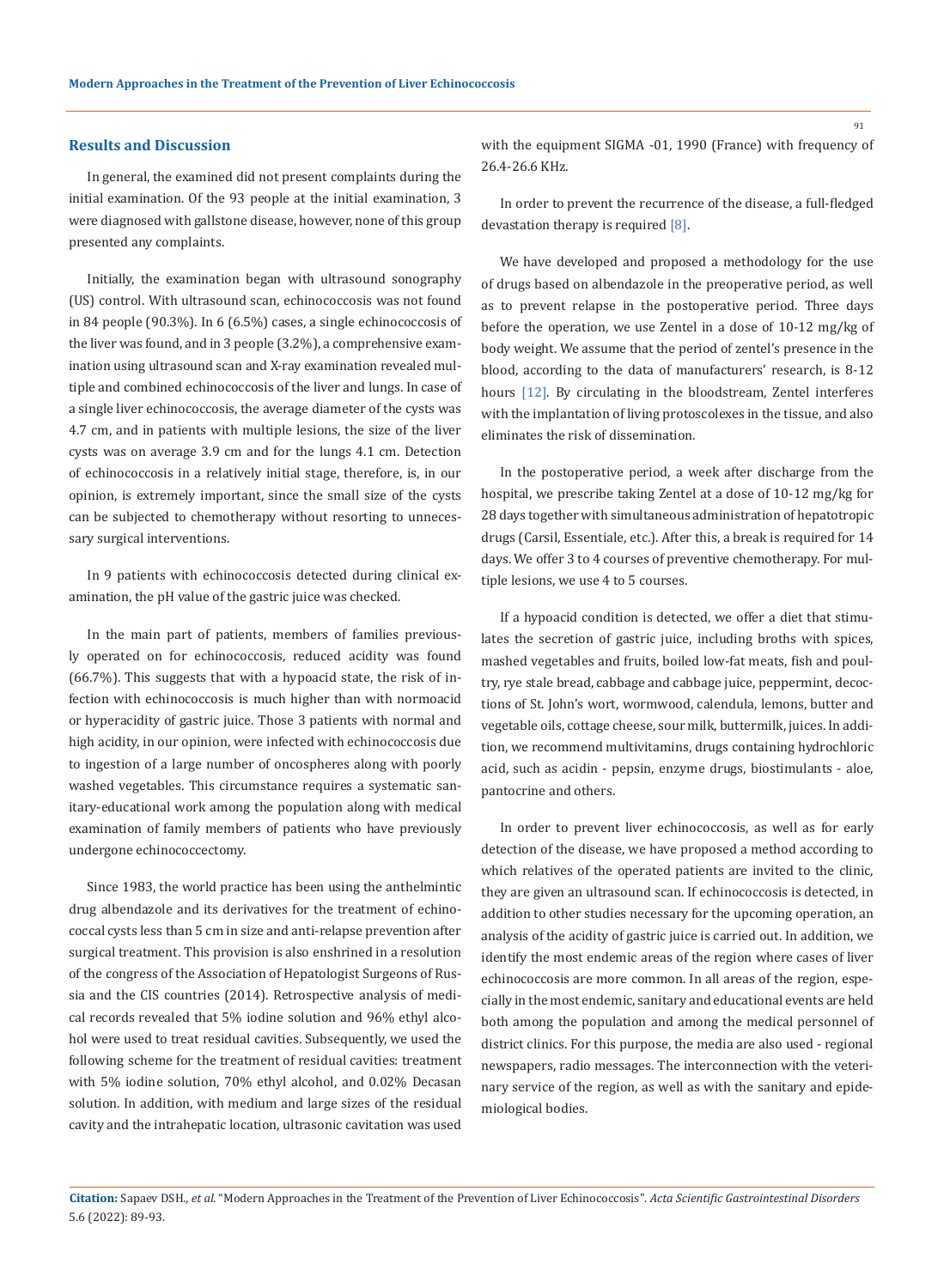## Results and Discussion

In general, the examined did not present complaints during the initial examination. Of the 93 people at the initial examination, 3 were diagnosed with gallstone disease, however, none of this group presented any complaints.

Initially, the examination began with ultrasound sonography (US) control. With ultrasound scan, echinococcosis was not found in 84 people (90.3%). In 6 (6.5%) cases, a single echinococcosis of the liver was found, and in 3 people (3.2%), a comprehensive examination using ultrasound scan and X-ray examination revealed multiple and combined echinococcosis of the liver and lungs. In case of a single liver echinococcosis, the average diameter of the cysts was 4.7 cm, and in patients with multiple lesions, the size of the liver cysts was on average 3.9 cm and for the lungs 4.1 cm. Detection of echinococcosis in a relatively initial stage, therefore, is, in our opinion, is extremely important, since the small size of the cysts can be subjected to chemotherapy without resorting to unnecessary surgical interventions.

In 9 patients with echinococcosis detected during clinical examination, the pH value of the gastric juice was checked.

In the main part of patients, members of families previously operated on for echinococcosis, reduced acidity was found (66.7%). This suggests that with a hypoacid state, the risk of infection with echinococcosis is much higher than with normoacid or hyperacidity of gastric juice. Those 3 patients with normal and high acidity, in our opinion, were infected with echinococcosis due to ingestion of a large number of oncospheres along with poorly washed vegetables. This circumstance requires a systematic sanitary-educational work among the population along with medical examination of family members of patients who have previously undergone echinococcectomy.

Since 1983, the world practice has been using the anthelmintic drug albendazole and its derivatives for the treatment of echinococcal cysts less than 5 cm in size and anti-relapse prevention after surgical treatment. This provision is also enshrined in a resolution of the congress of the Association of Hepatologist Surgeons of Russia and the CIS countries (2014). Retrospective analysis of medical records revealed that 5% iodine solution and 96% ethyl alcohol were used to treat residual cavities. Subsequently, we used the following scheme for the treatment of residual cavities: treatment with 5% iodine solution, 70% ethyl alcohol, and 0.02% Decasan solution. In addition, with medium and large sizes of the residual cavity and the intrahepatic location, ultrasonic cavitation was used with the equipment SIGMA -01, 1990 (France) with frequency of 26.4-26.6 KHz.

In order to prevent the recurrence of the disease, a full-fledged devastation therapy is required [8].

We have developed and proposed a methodology for the use of drugs based on albendazole in the preoperative period, as well as to prevent relapse in the postoperative period. Three days before the operation, we use Zentel in a dose of 10-12 mg/kg of body weight. We assume that the period of zentel's presence in the blood, according to the data of manufacturers' research, is 8-12 hours [12]. By circulating in the bloodstream, Zentel interferes with the implantation of living protoscolexes in the tissue, and also eliminates the risk of dissemination.

In the postoperative period, a week after discharge from the hospital, we prescribe taking Zentel at a dose of 10-12 mg/kg for 28 days together with simultaneous administration of hepatotropic drugs (Carsil, Essentiale, etc.). After this, a break is required for 14 days. We offer 3 to 4 courses of preventive chemotherapy. For multiple lesions, we use 4 to 5 courses.

If a hypoacid condition is detected, we offer a diet that stimulates the secretion of gastric juice, including broths with spices, mashed vegetables and fruits, boiled low-fat meats, fish and poultry, rye stale bread, cabbage and cabbage juice, peppermint, decoctions of St. John's wort, wormwood, calendula, lemons, butter and vegetable oils, cottage cheese, sour milk, buttermilk, juices. In addition, we recommend multivitamins, drugs containing hydrochloric acid, such as acidin - pepsin, enzyme drugs, biostimulants - aloe, pantocrine and others.

In order to prevent liver echinococcosis, as well as for early detection of the disease, we have proposed a method according to which relatives of the operated patients are invited to the clinic, they are given an ultrasound scan. If echinococcosis is detected, in addition to other studies necessary for the upcoming operation, an analysis of the acidity of gastric juice is carried out. In addition, we identify the most endemic areas of the region where cases of liver echinococcosis are more common. In all areas of the region, especially in the most endemic, sanitary and educational events are held both among the population and among the medical personnel of district clinics. For this purpose, the media are also used - regional newspapers, radio messages. The interconnection with the veterinary service of the region, as well as with the sanitary and epidemiological bodies.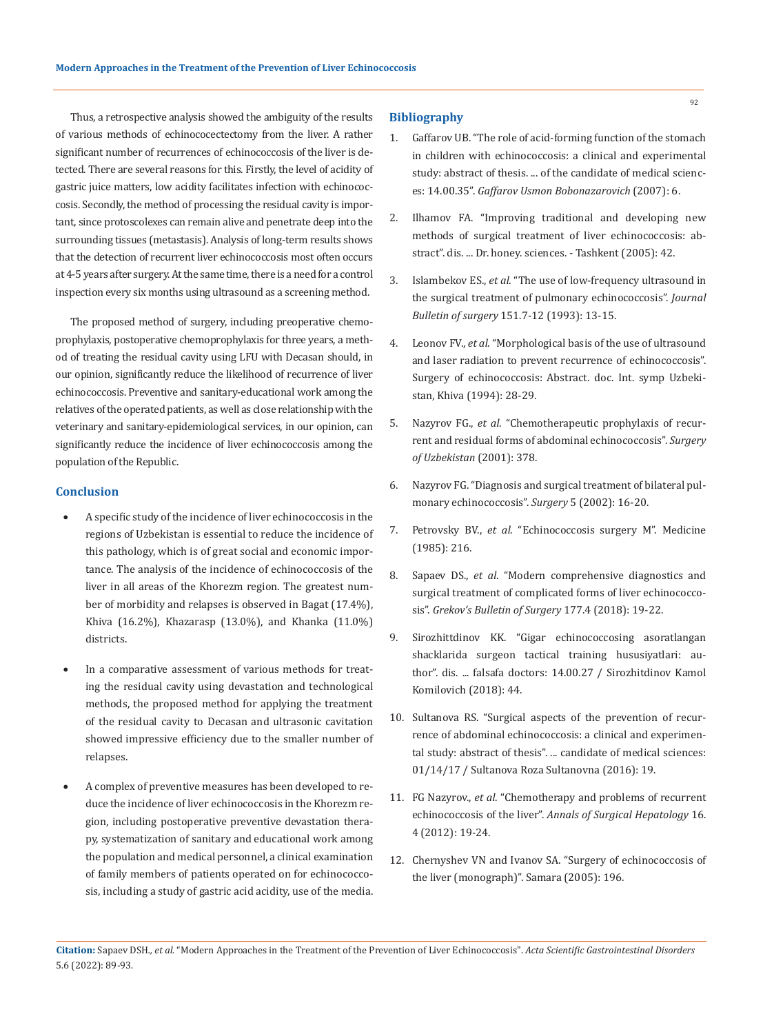Thus, a retrospective analysis showed the ambiguity of the results of various methods of echinococectectomy from the liver. A rather significant number of recurrences of echinococcosis of the liver is detected. There are several reasons for this. Firstly, the level of acidity of gastric juice matters, low acidity facilitates infection with echinococcosis. Secondly, the method of processing the residual cavity is important, since protoscolexes can remain alive and penetrate deep into the surrounding tissues (metastasis). Analysis of long-term results shows that the detection of recurrent liver echinococcosis most often occurs at 4-5 years after surgery. At the same time, there is a need for a control inspection every six months using ultrasound as a screening method.

The proposed method of surgery, including preoperative chemoprophylaxis, postoperative chemoprophylaxis for three years, a method of treating the residual cavity using LFU with Decasan should, in our opinion, significantly reduce the likelihood of recurrence of liver echinococcosis. Preventive and sanitary-educational work among the relatives of the operated patients, as well as close relationship with the veterinary and sanitary-epidemiological services, in our opinion, can significantly reduce the incidence of liver echinococcosis among the population of the Republic.

## Conclusion

- A specific study of the incidence of liver echinococcosis in the regions of Uzbekistan is essential to reduce the incidence of this pathology, which is of great social and economic importance. The analysis of the incidence of echinococcosis of the liver in all areas of the Khorezm region. The greatest number of morbidity and relapses is observed in Bagat (17.4%), Khiva (16.2%), Khazarasp (13.0%), and Khanka (11.0%) districts.
- In a comparative assessment of various methods for treating the residual cavity using devastation and technological methods, the proposed method for applying the treatment of the residual cavity to Decasan and ultrasonic cavitation showed impressive efficiency due to the smaller number of relapses.
- A complex of preventive measures has been developed to reduce the incidence of liver echinococcosis in the Khorezm region, including postoperative preventive devastation therapy, systematization of sanitary and educational work among the population and medical personnel, a clinical examination of family members of patients operated on for echinococcosis, including a study of gastric acid acidity, use of the media.

## Bibliography

1. Gaffarov UB. "The role of acid-forming function of the stomach in children with echinococcosis: a clinical and experimental study: abstract of thesis. ... of the candidate of medical sciences: 14.00.35". *Gaffarov Usmon Bobonazarovich* (2007): 6.
2. Ilhamov FA. "Improving traditional and developing new methods of surgical treatment of liver echinococcosis: abstract". dis. ... Dr. honey. sciences. - Tashkent (2005): 42.
3. Islambekov ES., *et al.* "The use of low-frequency ultrasound in the surgical treatment of pulmonary echinococcosis". *Journal Bulletin of surgery* 151.7-12 (1993): 13-15.
4. Leonov FV., *et al.* "Morphological basis of the use of ultrasound and laser radiation to prevent recurrence of echinococcosis". Surgery of echinococcosis: Abstract. doc. Int. symp Uzbekistan, Khiva (1994): 28-29.
5. Nazyrov FG., *et al.* "Chemotherapeutic prophylaxis of recurrent and residual forms of abdominal echinococcosis". *Surgery of Uzbekistan* (2001): 378.
6. Nazyrov FG. "Diagnosis and surgical treatment of bilateral pulmonary echinococcosis". *Surgery* 5 (2002): 16-20.
7. Petrovsky BV., *et al.* "Echinococcosis surgery M". Medicine (1985): 216.
8. Sapaev DS., *et al.* "Modern comprehensive diagnostics and surgical treatment of complicated forms of liver echinococcosis". *Grekov's Bulletin of Surgery* 177.4 (2018): 19-22.
9. Sirozhittdinov KK. "Gigar echinococcosing asoratlangan shacklarida surgeon tactical training hususiyatlari: author". dis. ... falsafa doctors: 14.00.27 / Sirozhitdinov Kamol Komilovich (2018): 44.
10. Sultanova RS. "Surgical aspects of the prevention of recurrence of abdominal echinococcosis: a clinical and experimental study: abstract of thesis". ... candidate of medical sciences: 01/14/17 / Sultanova Roza Sultanovna (2016): 19.
11. FG Nazyrov., *et al.* "Chemotherapy and problems of recurrent echinococcosis of the liver". *Annals of Surgical Hepatology* 16. 4 (2012): 19-24.
12. Chernyshev VN and Ivanov SA. "Surgery of echinococcosis of the liver (monograph)". Samara (2005): 196.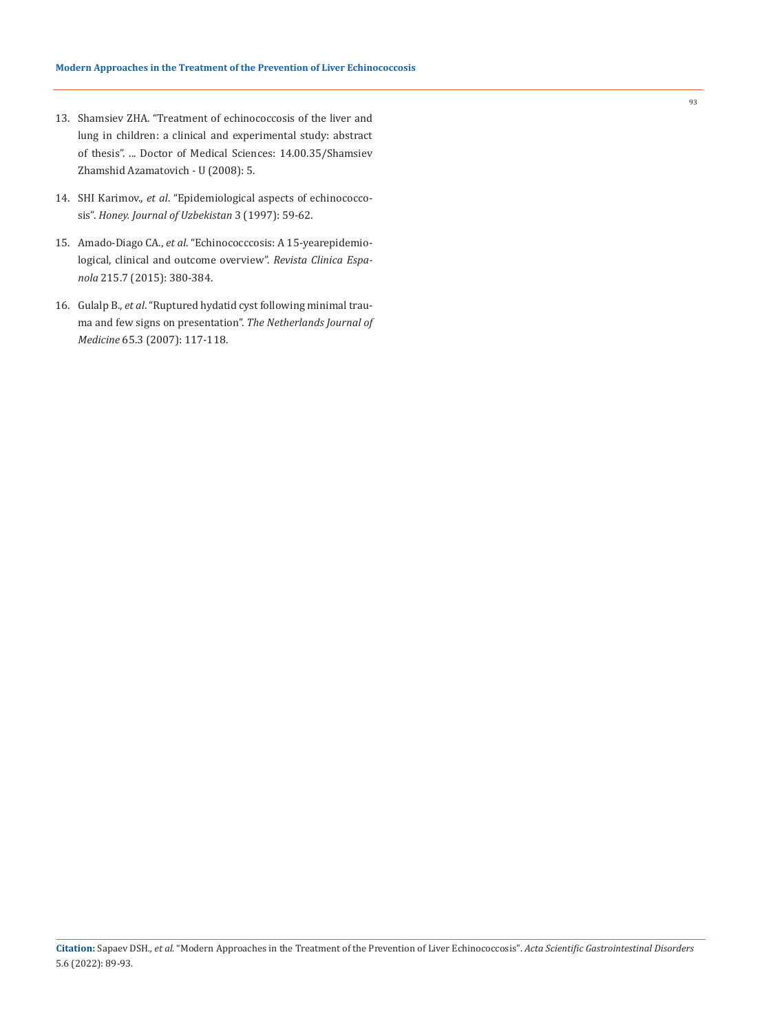13. Shamsiev ZHA. "Treatment of echinococcosis of the liver and lung in children: a clinical and experimental study: abstract of thesis". ... Doctor of Medical Sciences: 14.00.35/Shamsiev Zhamshid Azamatovich - U (2008): 5.

14. SHI Karimov., *et al*. "Epidemiological aspects of echinococcosis". *Honey. Journal of Uzbekistan* 3 (1997): 59-62.

15. Amado-Diago CA., *et al*. "Echinococccosis: A 15-yearepidemiological, clinical and outcome overview". *Revista Clinica Espanola* 215.7 (2015): 380-384.

16. Gulalp B., *et al*. "Ruptured hydatid cyst following minimal trauma and few signs on presentation". *The Netherlands Journal of Medicine* 65.3 (2007): 117-118.